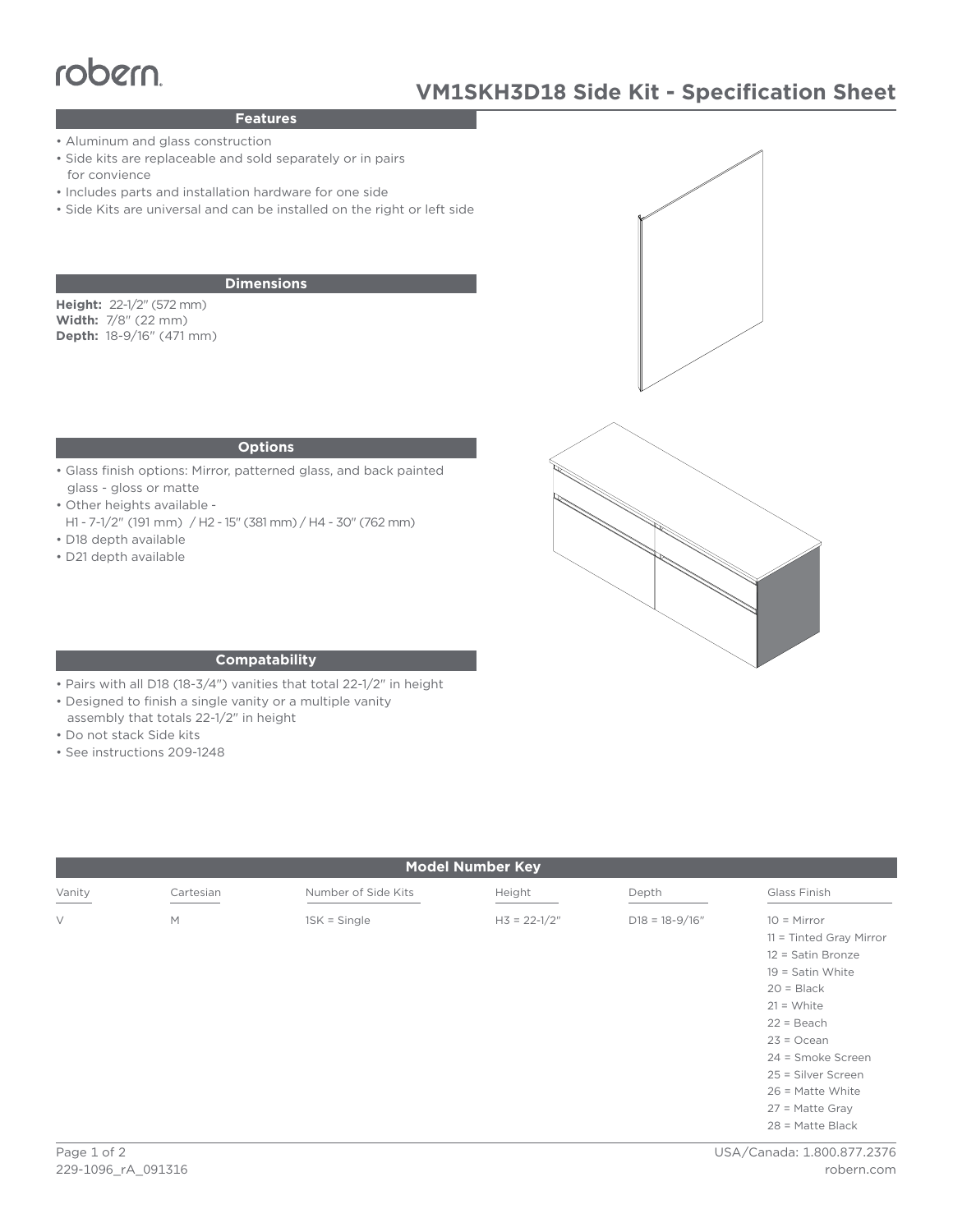robern

# VM1SKH3D18 Side Kit - Specification Sheet

## Features

- Aluminum and glass construction
- Side kits are replaceable and sold separately or in pairs for convience
- Includes parts and installation hardware for one side
- Side Kits are universal and can be installed on the right or left side

## Dimensions

**Height:** 22-1/2" (572 mm)
**Width:** 7/8" (22 mm)
**Depth:** 18-9/16" (471 mm)

## Options

- Glass finish options: Mirror, patterned glass, and back painted glass - gloss or matte
- Other heights available - H1 - 7-1/2" (191 mm) / H2 - 15" (381 mm) / H4 - 30" (762 mm)
- D18 depth available
- D21 depth available

## Compatability

- Pairs with all D18 (18-3/4") vanities that total 22-1/2" in height
- Designed to finish a single vanity or a multiple vanity assembly that totals 22-1/2" in height
- Do not stack Side kits
- See instructions 209-1248

## Model Number Key

| Vanity | Cartesian | Number of Side Kits | Height | Depth | Glass Finish |
|---|---|---|---|---|---|
| V | M | 1SK = Single | H3 = 22-1/2" | D18 = 18-9/16" | 10 = Mirror |
| | | | | | 11 = Tinted Gray Mirror |
| | | | | | 12 = Satin Bronze |
| | | | | | 19 = Satin White |
| | | | | | 20 = Black |
| | | | | | 21 = White |
| | | | | | 22 = Beach |
| | | | | | 23 = Ocean |
| | | | | | 24 = Smoke Screen |
| | | | | | 25 = Silver Screen |
| | | | | | 26 = Matte White |
| | | | | | 27 = Matte Gray |
| | | | | | 28 = Matte Black |

229-1096_rA_091316

USA/Canada: 1.800.877.2376
robern.com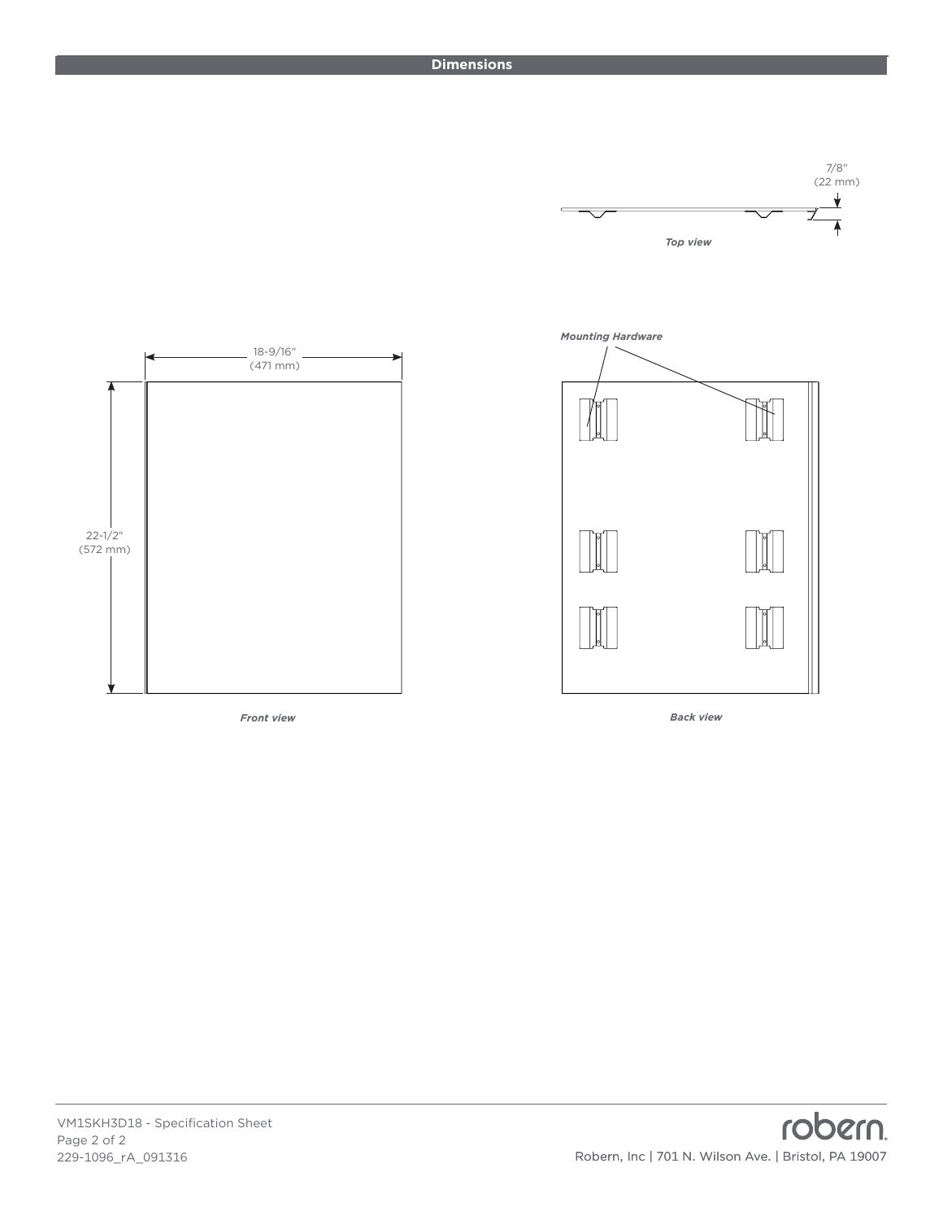## Dimensions

7/8"
(22 mm)

*Top view*

*Mounting Hardware*

18-9/16"
(471 mm)

22-1/2"
(572 mm)

*Front view*

*Back view*

VM1SKH3D18 - Specification Sheet
229-1096_rA_091316

Robern, Inc | 701 N. Wilson Ave. | Bristol, PA 19007